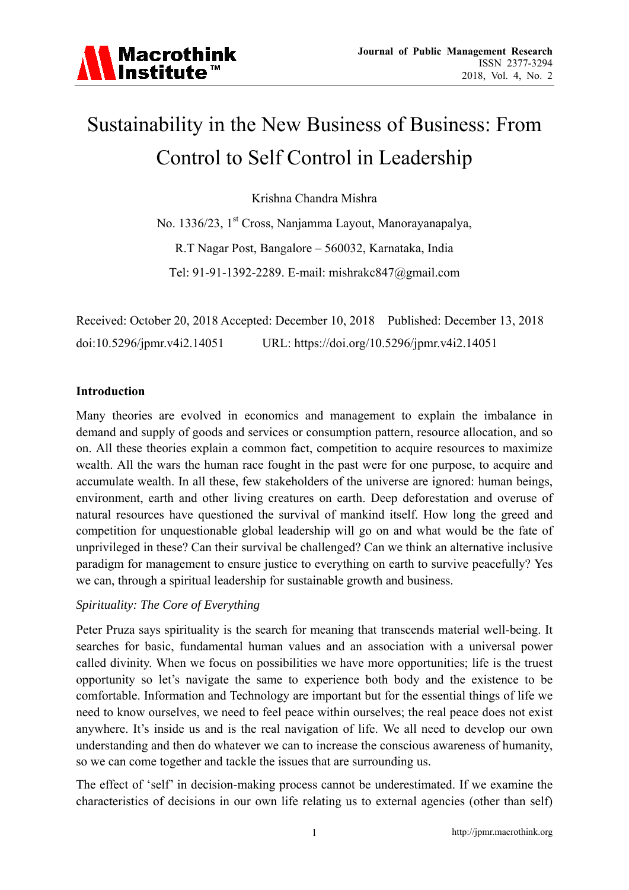# Sustainability in the New Business of Business: From Control to Self Control in Leadership

Krishna Chandra Mishra

No. 1336/23, 1st Cross, Nanjamma Layout, Manorayanapalya,

R.T Nagar Post, Bangalore – 560032, Karnataka, India

Tel: 91-91-1392-2289. E-mail: mishrakc847@gmail.com

Received: October 20, 2018 Accepted: December 10, 2018 Published: December 13, 2018

doi:10.5296/jpmr.v4i2.14051 URL: https://doi.org/10.5296/jpmr.v4i2.14051

## Introduction

Many theories are evolved in economics and management to explain the imbalance in demand and supply of goods and services or consumption pattern, resource allocation, and so on. All these theories explain a common fact, competition to acquire resources to maximize wealth. All the wars the human race fought in the past were for one purpose, to acquire and accumulate wealth. In all these, few stakeholders of the universe are ignored: human beings, environment, earth and other living creatures on earth. Deep deforestation and overuse of natural resources have questioned the survival of mankind itself. How long the greed and competition for unquestionable global leadership will go on and what would be the fate of unprivileged in these? Can their survival be challenged? Can we think an alternative inclusive paradigm for management to ensure justice to everything on earth to survive peacefully? Yes we can, through a spiritual leadership for sustainable growth and business.

*Spirituality: The Core of Everything*

Peter Pruza says spirituality is the search for meaning that transcends material well-being. It searches for basic, fundamental human values and an association with a universal power called divinity. When we focus on possibilities we have more opportunities; life is the truest opportunity so let's navigate the same to experience both body and the existence to be comfortable. Information and Technology are important but for the essential things of life we need to know ourselves, we need to feel peace within ourselves; the real peace does not exist anywhere. It's inside us and is the real navigation of life. We all need to develop our own understanding and then do whatever we can to increase the conscious awareness of humanity, so we can come together and tackle the issues that are surrounding us.

The effect of 'self' in decision-making process cannot be underestimated. If we examine the characteristics of decisions in our own life relating us to external agencies (other than self)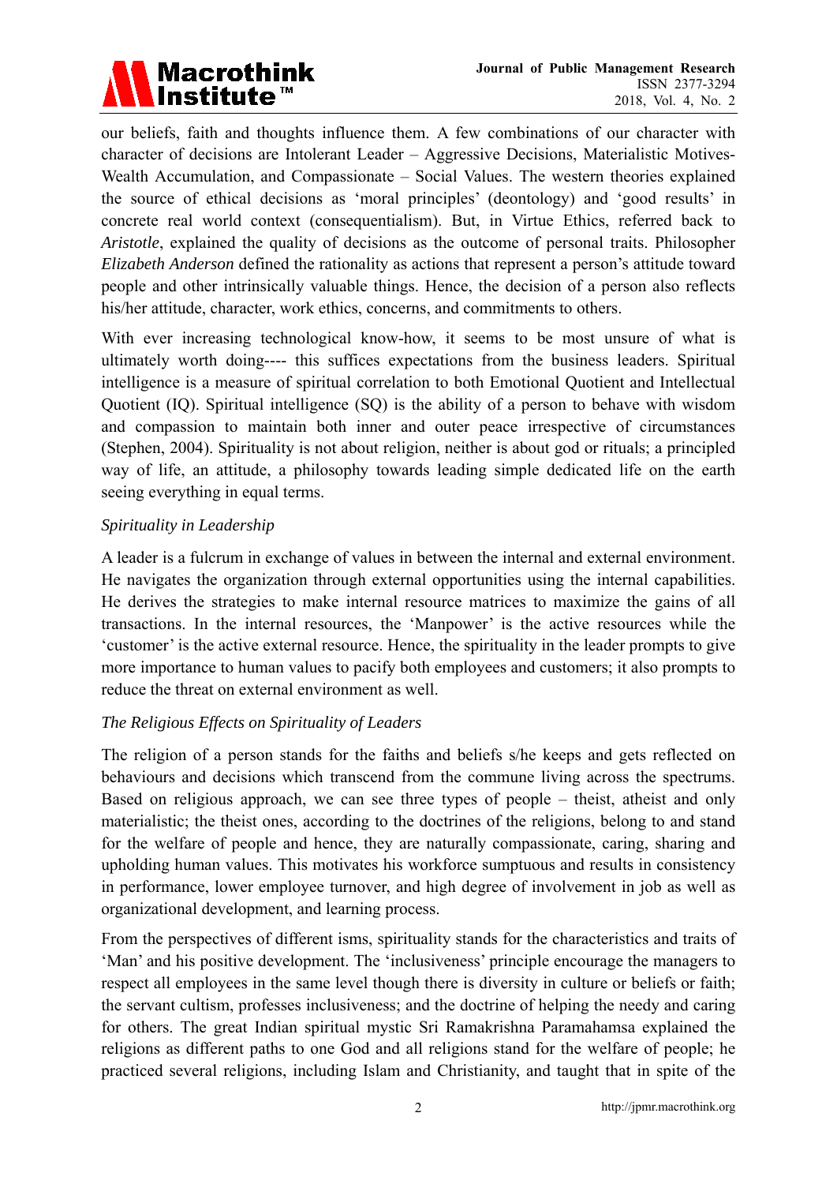our beliefs, faith and thoughts influence them. A few combinations of our character with character of decisions are Intolerant Leader – Aggressive Decisions, Materialistic Motives-Wealth Accumulation, and Compassionate – Social Values. The western theories explained the source of ethical decisions as 'moral principles' (deontology) and 'good results' in concrete real world context (consequentialism). But, in Virtue Ethics, referred back to *Aristotle*, explained the quality of decisions as the outcome of personal traits. Philosopher *Elizabeth Anderson* defined the rationality as actions that represent a person's attitude toward people and other intrinsically valuable things. Hence, the decision of a person also reflects his/her attitude, character, work ethics, concerns, and commitments to others.

With ever increasing technological know-how, it seems to be most unsure of what is ultimately worth doing---- this suffices expectations from the business leaders. Spiritual intelligence is a measure of spiritual correlation to both Emotional Quotient and Intellectual Quotient (IQ). Spiritual intelligence (SQ) is the ability of a person to behave with wisdom and compassion to maintain both inner and outer peace irrespective of circumstances (Stephen, 2004). Spirituality is not about religion, neither is about god or rituals; a principled way of life, an attitude, a philosophy towards leading simple dedicated life on the earth seeing everything in equal terms.

*Spirituality in Leadership*

A leader is a fulcrum in exchange of values in between the internal and external environment. He navigates the organization through external opportunities using the internal capabilities. He derives the strategies to make internal resource matrices to maximize the gains of all transactions. In the internal resources, the 'Manpower' is the active resources while the 'customer' is the active external resource. Hence, the spirituality in the leader prompts to give more importance to human values to pacify both employees and customers; it also prompts to reduce the threat on external environment as well.

*The Religious Effects on Spirituality of Leaders*

The religion of a person stands for the faiths and beliefs s/he keeps and gets reflected on behaviours and decisions which transcend from the commune living across the spectrums. Based on religious approach, we can see three types of people – theist, atheist and only materialistic; the theist ones, according to the doctrines of the religions, belong to and stand for the welfare of people and hence, they are naturally compassionate, caring, sharing and upholding human values. This motivates his workforce sumptuous and results in consistency in performance, lower employee turnover, and high degree of involvement in job as well as organizational development, and learning process.

From the perspectives of different isms, spirituality stands for the characteristics and traits of 'Man' and his positive development. The 'inclusiveness' principle encourage the managers to respect all employees in the same level though there is diversity in culture or beliefs or faith; the servant cultism, professes inclusiveness; and the doctrine of helping the needy and caring for others. The great Indian spiritual mystic Sri Ramakrishna Paramahamsa explained the religions as different paths to one God and all religions stand for the welfare of people; he practiced several religions, including Islam and Christianity, and taught that in spite of the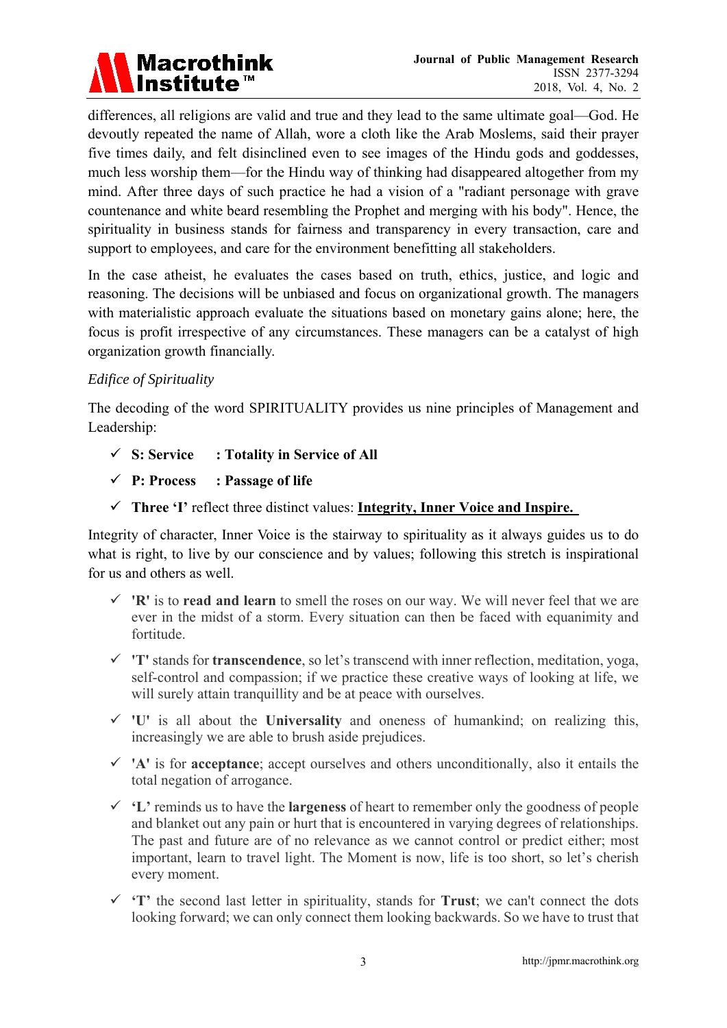differences, all religions are valid and true and they lead to the same ultimate goal—God. He devoutly repeated the name of Allah, wore a cloth like the Arab Moslems, said their prayer five times daily, and felt disinclined even to see images of the Hindu gods and goddesses, much less worship them—for the Hindu way of thinking had disappeared altogether from my mind. After three days of such practice he had a vision of a "radiant personage with grave countenance and white beard resembling the Prophet and merging with his body". Hence, the spirituality in business stands for fairness and transparency in every transaction, care and support to employees, and care for the environment benefitting all stakeholders.

In the case atheist, he evaluates the cases based on truth, ethics, justice, and logic and reasoning. The decisions will be unbiased and focus on organizational growth. The managers with materialistic approach evaluate the situations based on monetary gains alone; here, the focus is profit irrespective of any circumstances. These managers can be a catalyst of high organization growth financially.

*Edifice of Spirituality*

The decoding of the word SPIRITUALITY provides us nine principles of Management and Leadership:

- ✓ **S: Service : Totality in Service of All**
- ✓ **P: Process : Passage of life**
- ✓ **Three 'I'** reflect three distinct values: **Integrity, Inner Voice and Inspire.**

Integrity of character, Inner Voice is the stairway to spirituality as it always guides us to do what is right, to live by our conscience and by values; following this stretch is inspirational for us and others as well.

- ✓ **'R'** is to **read and learn** to smell the roses on our way. We will never feel that we are ever in the midst of a storm. Every situation can then be faced with equanimity and fortitude.
- ✓ **'T'** stands for **transcendence**, so let's transcend with inner reflection, meditation, yoga, self-control and compassion; if we practice these creative ways of looking at life, we will surely attain tranquillity and be at peace with ourselves.
- ✓ **'U'** is all about the **Universality** and oneness of humankind; on realizing this, increasingly we are able to brush aside prejudices.
- ✓ **'A'** is for **acceptance**; accept ourselves and others unconditionally, also it entails the total negation of arrogance.
- ✓ **'L'** reminds us to have the **largeness** of heart to remember only the goodness of people and blanket out any pain or hurt that is encountered in varying degrees of relationships. The past and future are of no relevance as we cannot control or predict either; most important, learn to travel light. The Moment is now, life is too short, so let's cherish every moment.
- ✓ **'T'** the second last letter in spirituality, stands for **Trust**; we can't connect the dots looking forward; we can only connect them looking backwards. So we have to trust that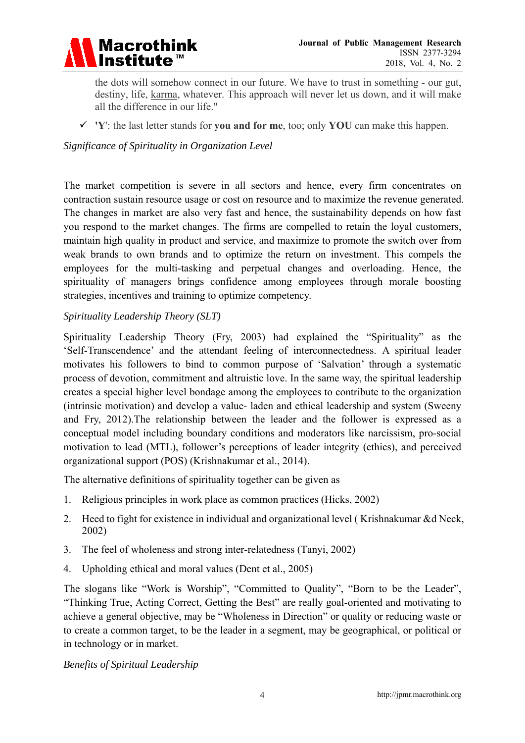the dots will somehow connect in our future. We have to trust in something - our gut, destiny, life, karma, whatever. This approach will never let us down, and it will make all the difference in our life."

- ✓ **'Y'**: the last letter stands for **you and for me**, too; only **YOU** can make this happen.

*Significance of Spirituality in Organization Level*

The market competition is severe in all sectors and hence, every firm concentrates on contraction sustain resource usage or cost on resource and to maximize the revenue generated. The changes in market are also very fast and hence, the sustainability depends on how fast you respond to the market changes. The firms are compelled to retain the loyal customers, maintain high quality in product and service, and maximize to promote the switch over from weak brands to own brands and to optimize the return on investment. This compels the employees for the multi-tasking and perpetual changes and overloading. Hence, the spirituality of managers brings confidence among employees through morale boosting strategies, incentives and training to optimize competency.

*Spirituality Leadership Theory (SLT)*

Spirituality Leadership Theory (Fry, 2003) had explained the “Spirituality” as the ‘Self-Transcendence’ and the attendant feeling of interconnectedness. A spiritual leader motivates his followers to bind to common purpose of ‘Salvation’ through a systematic process of devotion, commitment and altruistic love. In the same way, the spiritual leadership creates a special higher level bondage among the employees to contribute to the organization (intrinsic motivation) and develop a value- laden and ethical leadership and system (Sweeny and Fry, 2012).The relationship between the leader and the follower is expressed as a conceptual model including boundary conditions and moderators like narcissism, pro-social motivation to lead (MTL), follower’s perceptions of leader integrity (ethics), and perceived organizational support (POS) (Krishnakumar et al., 2014).

The alternative definitions of spirituality together can be given as

1. Religious principles in work place as common practices (Hicks, 2002)
2. Heed to fight for existence in individual and organizational level ( Krishnakumar &d Neck, 2002)
3. The feel of wholeness and strong inter-relatedness (Tanyi, 2002)
4. Upholding ethical and moral values (Dent et al., 2005)

The slogans like “Work is Worship”, “Committed to Quality”, “Born to be the Leader”, “Thinking True, Acting Correct, Getting the Best” are really goal-oriented and motivating to achieve a general objective, may be “Wholeness in Direction” or quality or reducing waste or to create a common target, to be the leader in a segment, may be geographical, or political or in technology or in market.

*Benefits of Spiritual Leadership*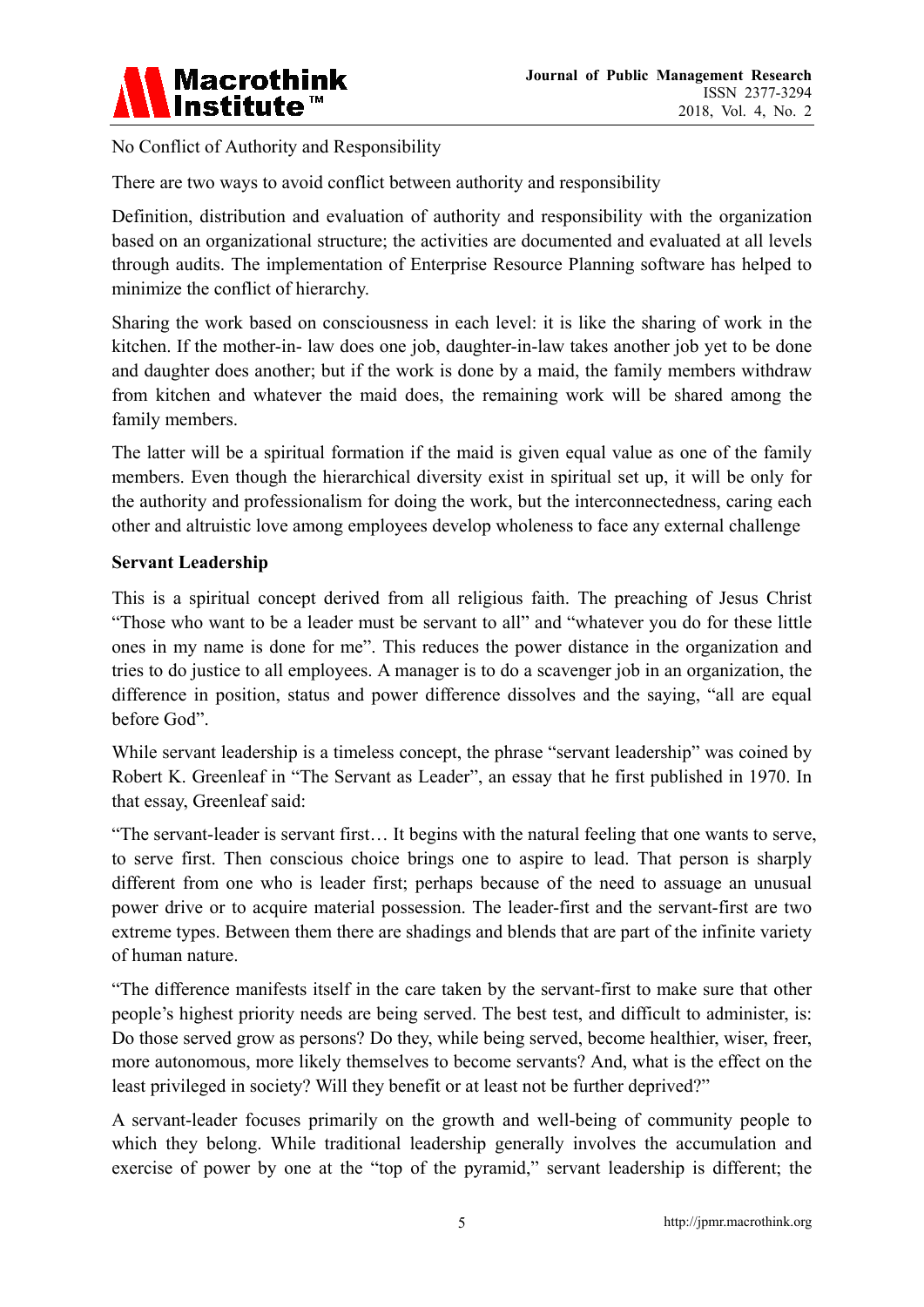No Conflict of Authority and Responsibility

There are two ways to avoid conflict between authority and responsibility

Definition, distribution and evaluation of authority and responsibility with the organization based on an organizational structure; the activities are documented and evaluated at all levels through audits. The implementation of Enterprise Resource Planning software has helped to minimize the conflict of hierarchy.

Sharing the work based on consciousness in each level: it is like the sharing of work in the kitchen. If the mother-in- law does one job, daughter-in-law takes another job yet to be done and daughter does another; but if the work is done by a maid, the family members withdraw from kitchen and whatever the maid does, the remaining work will be shared among the family members.

The latter will be a spiritual formation if the maid is given equal value as one of the family members. Even though the hierarchical diversity exist in spiritual set up, it will be only for the authority and professionalism for doing the work, but the interconnectedness, caring each other and altruistic love among employees develop wholeness to face any external challenge

**Servant Leadership**

This is a spiritual concept derived from all religious faith. The preaching of Jesus Christ "Those who want to be a leader must be servant to all" and "whatever you do for these little ones in my name is done for me". This reduces the power distance in the organization and tries to do justice to all employees. A manager is to do a scavenger job in an organization, the difference in position, status and power difference dissolves and the saying, "all are equal before God".

While servant leadership is a timeless concept, the phrase "servant leadership" was coined by Robert K. Greenleaf in "The Servant as Leader", an essay that he first published in 1970. In that essay, Greenleaf said:

"The servant-leader is servant first… It begins with the natural feeling that one wants to serve, to serve first. Then conscious choice brings one to aspire to lead. That person is sharply different from one who is leader first; perhaps because of the need to assuage an unusual power drive or to acquire material possession. The leader-first and the servant-first are two extreme types. Between them there are shadings and blends that are part of the infinite variety of human nature.

"The difference manifests itself in the care taken by the servant-first to make sure that other people's highest priority needs are being served. The best test, and difficult to administer, is: Do those served grow as persons? Do they, while being served, become healthier, wiser, freer, more autonomous, more likely themselves to become servants? And, what is the effect on the least privileged in society? Will they benefit or at least not be further deprived?"

A servant-leader focuses primarily on the growth and well-being of community people to which they belong. While traditional leadership generally involves the accumulation and exercise of power by one at the "top of the pyramid," servant leadership is different; the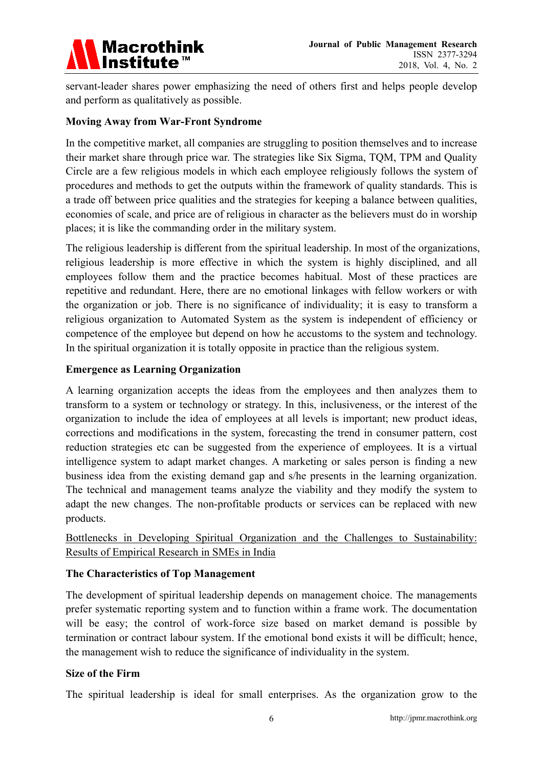servant-leader shares power emphasizing the need of others first and helps people develop and perform as qualitatively as possible.

### Moving Away from War-Front Syndrome

In the competitive market, all companies are struggling to position themselves and to increase their market share through price war. The strategies like Six Sigma, TQM, TPM and Quality Circle are a few religious models in which each employee religiously follows the system of procedures and methods to get the outputs within the framework of quality standards. This is a trade off between price qualities and the strategies for keeping a balance between qualities, economies of scale, and price are of religious in character as the believers must do in worship places; it is like the commanding order in the military system.

The religious leadership is different from the spiritual leadership. In most of the organizations, religious leadership is more effective in which the system is highly disciplined, and all employees follow them and the practice becomes habitual. Most of these practices are repetitive and redundant. Here, there are no emotional linkages with fellow workers or with the organization or job. There is no significance of individuality; it is easy to transform a religious organization to Automated System as the system is independent of efficiency or competence of the employee but depend on how he accustoms to the system and technology. In the spiritual organization it is totally opposite in practice than the religious system.

### Emergence as Learning Organization

A learning organization accepts the ideas from the employees and then analyzes them to transform to a system or technology or strategy. In this, inclusiveness, or the interest of the organization to include the idea of employees at all levels is important; new product ideas, corrections and modifications in the system, forecasting the trend in consumer pattern, cost reduction strategies etc can be suggested from the experience of employees. It is a virtual intelligence system to adapt market changes. A marketing or sales person is finding a new business idea from the existing demand gap and s/he presents in the learning organization. The technical and management teams analyze the viability and they modify the system to adapt the new changes. The non-profitable products or services can be replaced with new products.

<u>Bottlenecks in Developing Spiritual Organization and the Challenges to Sustainability: Results of Empirical Research in SMEs in India</u>

### The Characteristics of Top Management

The development of spiritual leadership depends on management choice. The managements prefer systematic reporting system and to function within a frame work. The documentation will be easy; the control of work-force size based on market demand is possible by termination or contract labour system. If the emotional bond exists it will be difficult; hence, the management wish to reduce the significance of individuality in the system.

### Size of the Firm

The spiritual leadership is ideal for small enterprises. As the organization grow to the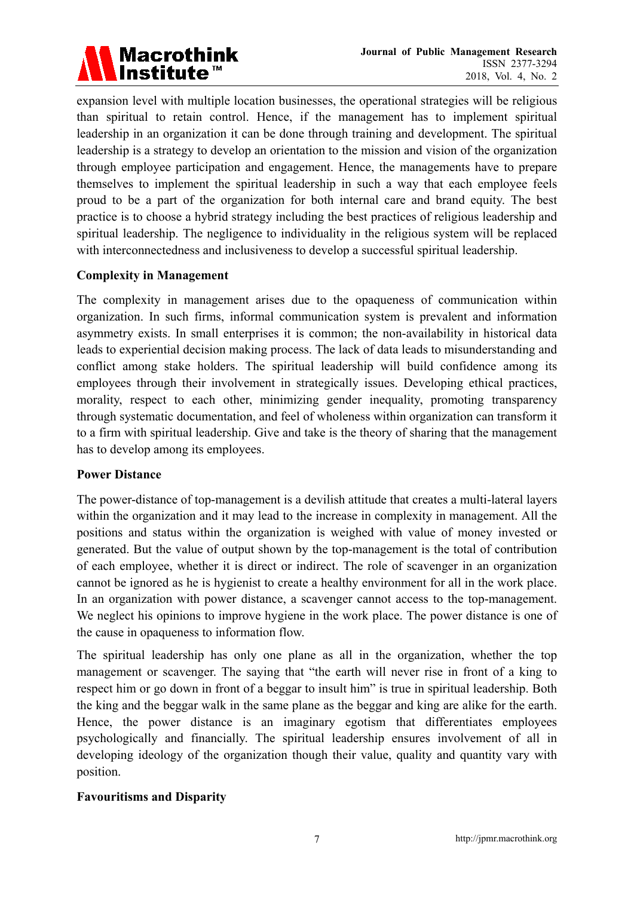expansion level with multiple location businesses, the operational strategies will be religious than spiritual to retain control. Hence, if the management has to implement spiritual leadership in an organization it can be done through training and development. The spiritual leadership is a strategy to develop an orientation to the mission and vision of the organization through employee participation and engagement. Hence, the managements have to prepare themselves to implement the spiritual leadership in such a way that each employee feels proud to be a part of the organization for both internal care and brand equity. The best practice is to choose a hybrid strategy including the best practices of religious leadership and spiritual leadership. The negligence to individuality in the religious system will be replaced with interconnectedness and inclusiveness to develop a successful spiritual leadership.

**Complexity in Management**

The complexity in management arises due to the opaqueness of communication within organization. In such firms, informal communication system is prevalent and information asymmetry exists. In small enterprises it is common; the non-availability in historical data leads to experiential decision making process. The lack of data leads to misunderstanding and conflict among stake holders. The spiritual leadership will build confidence among its employees through their involvement in strategically issues. Developing ethical practices, morality, respect to each other, minimizing gender inequality, promoting transparency through systematic documentation, and feel of wholeness within organization can transform it to a firm with spiritual leadership. Give and take is the theory of sharing that the management has to develop among its employees.

**Power Distance**

The power-distance of top-management is a devilish attitude that creates a multi-lateral layers within the organization and it may lead to the increase in complexity in management. All the positions and status within the organization is weighed with value of money invested or generated. But the value of output shown by the top-management is the total of contribution of each employee, whether it is direct or indirect. The role of scavenger in an organization cannot be ignored as he is hygienist to create a healthy environment for all in the work place. In an organization with power distance, a scavenger cannot access to the top-management. We neglect his opinions to improve hygiene in the work place. The power distance is one of the cause in opaqueness to information flow.

The spiritual leadership has only one plane as all in the organization, whether the top management or scavenger. The saying that "the earth will never rise in front of a king to respect him or go down in front of a beggar to insult him" is true in spiritual leadership. Both the king and the beggar walk in the same plane as the beggar and king are alike for the earth. Hence, the power distance is an imaginary egotism that differentiates employees psychologically and financially. The spiritual leadership ensures involvement of all in developing ideology of the organization though their value, quality and quantity vary with position.

**Favouritisms and Disparity**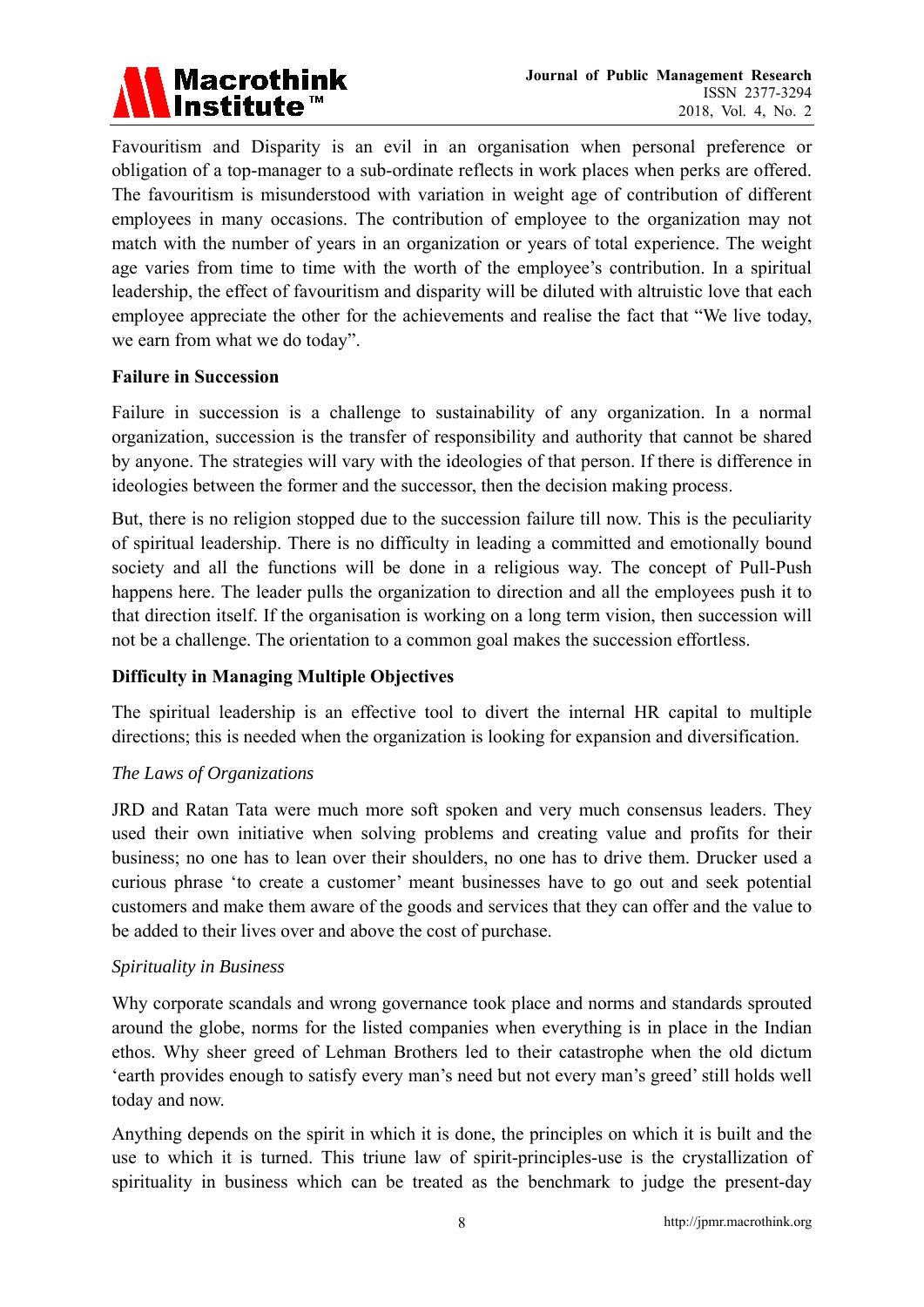Favouritism and Disparity is an evil in an organisation when personal preference or obligation of a top-manager to a sub-ordinate reflects in work places when perks are offered. The favouritism is misunderstood with variation in weight age of contribution of different employees in many occasions. The contribution of employee to the organization may not match with the number of years in an organization or years of total experience. The weight age varies from time to time with the worth of the employee's contribution. In a spiritual leadership, the effect of favouritism and disparity will be diluted with altruistic love that each employee appreciate the other for the achievements and realise the fact that "We live today, we earn from what we do today".

**Failure in Succession**

Failure in succession is a challenge to sustainability of any organization. In a normal organization, succession is the transfer of responsibility and authority that cannot be shared by anyone. The strategies will vary with the ideologies of that person. If there is difference in ideologies between the former and the successor, then the decision making process.

But, there is no religion stopped due to the succession failure till now. This is the peculiarity of spiritual leadership. There is no difficulty in leading a committed and emotionally bound society and all the functions will be done in a religious way. The concept of Pull-Push happens here. The leader pulls the organization to direction and all the employees push it to that direction itself. If the organisation is working on a long term vision, then succession will not be a challenge. The orientation to a common goal makes the succession effortless.

**Difficulty in Managing Multiple Objectives**

The spiritual leadership is an effective tool to divert the internal HR capital to multiple directions; this is needed when the organization is looking for expansion and diversification.

*The Laws of Organizations*

JRD and Ratan Tata were much more soft spoken and very much consensus leaders. They used their own initiative when solving problems and creating value and profits for their business; no one has to lean over their shoulders, no one has to drive them. Drucker used a curious phrase 'to create a customer' meant businesses have to go out and seek potential customers and make them aware of the goods and services that they can offer and the value to be added to their lives over and above the cost of purchase.

*Spirituality in Business*

Why corporate scandals and wrong governance took place and norms and standards sprouted around the globe, norms for the listed companies when everything is in place in the Indian ethos. Why sheer greed of Lehman Brothers led to their catastrophe when the old dictum 'earth provides enough to satisfy every man's need but not every man's greed' still holds well today and now.

Anything depends on the spirit in which it is done, the principles on which it is built and the use to which it is turned. This triune law of spirit-principles-use is the crystallization of spirituality in business which can be treated as the benchmark to judge the present-day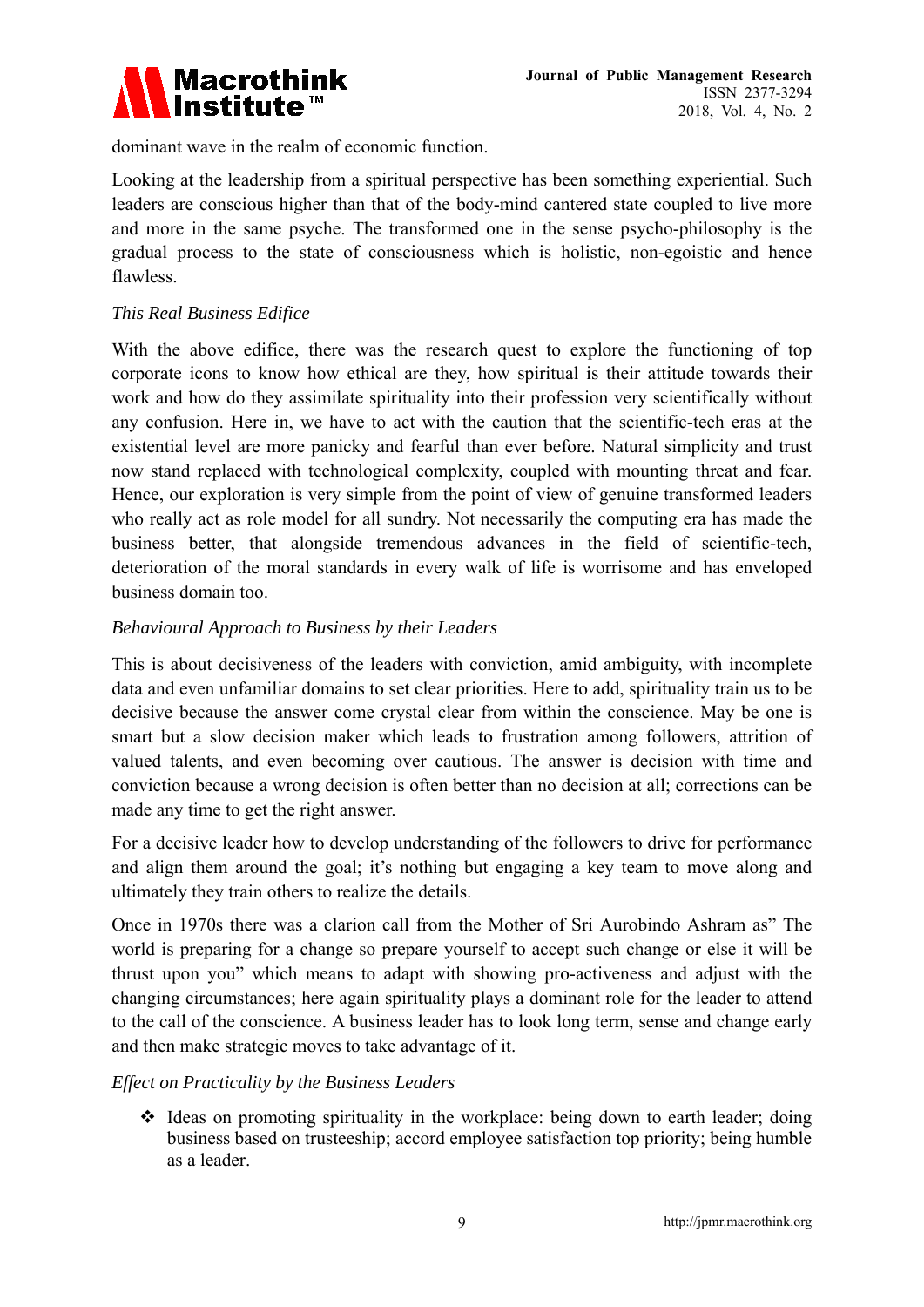dominant wave in the realm of economic function.

Looking at the leadership from a spiritual perspective has been something experiential. Such leaders are conscious higher than that of the body-mind cantered state coupled to live more and more in the same psyche. The transformed one in the sense psycho-philosophy is the gradual process to the state of consciousness which is holistic, non-egoistic and hence flawless.

*This Real Business Edifice*

With the above edifice, there was the research quest to explore the functioning of top corporate icons to know how ethical are they, how spiritual is their attitude towards their work and how do they assimilate spirituality into their profession very scientifically without any confusion. Here in, we have to act with the caution that the scientific-tech eras at the existential level are more panicky and fearful than ever before. Natural simplicity and trust now stand replaced with technological complexity, coupled with mounting threat and fear. Hence, our exploration is very simple from the point of view of genuine transformed leaders who really act as role model for all sundry. Not necessarily the computing era has made the business better, that alongside tremendous advances in the field of scientific-tech, deterioration of the moral standards in every walk of life is worrisome and has enveloped business domain too.

*Behavioural Approach to Business by their Leaders*

This is about decisiveness of the leaders with conviction, amid ambiguity, with incomplete data and even unfamiliar domains to set clear priorities. Here to add, spirituality train us to be decisive because the answer come crystal clear from within the conscience. May be one is smart but a slow decision maker which leads to frustration among followers, attrition of valued talents, and even becoming over cautious. The answer is decision with time and conviction because a wrong decision is often better than no decision at all; corrections can be made any time to get the right answer.

For a decisive leader how to develop understanding of the followers to drive for performance and align them around the goal; it's nothing but engaging a key team to move along and ultimately they train others to realize the details.

Once in 1970s there was a clarion call from the Mother of Sri Aurobindo Ashram as" The world is preparing for a change so prepare yourself to accept such change or else it will be thrust upon you" which means to adapt with showing pro-activeness and adjust with the changing circumstances; here again spirituality plays a dominant role for the leader to attend to the call of the conscience. A business leader has to look long term, sense and change early and then make strategic moves to take advantage of it.

*Effect on Practicality by the Business Leaders*

- Ideas on promoting spirituality in the workplace: being down to earth leader; doing business based on trusteeship; accord employee satisfaction top priority; being humble as a leader.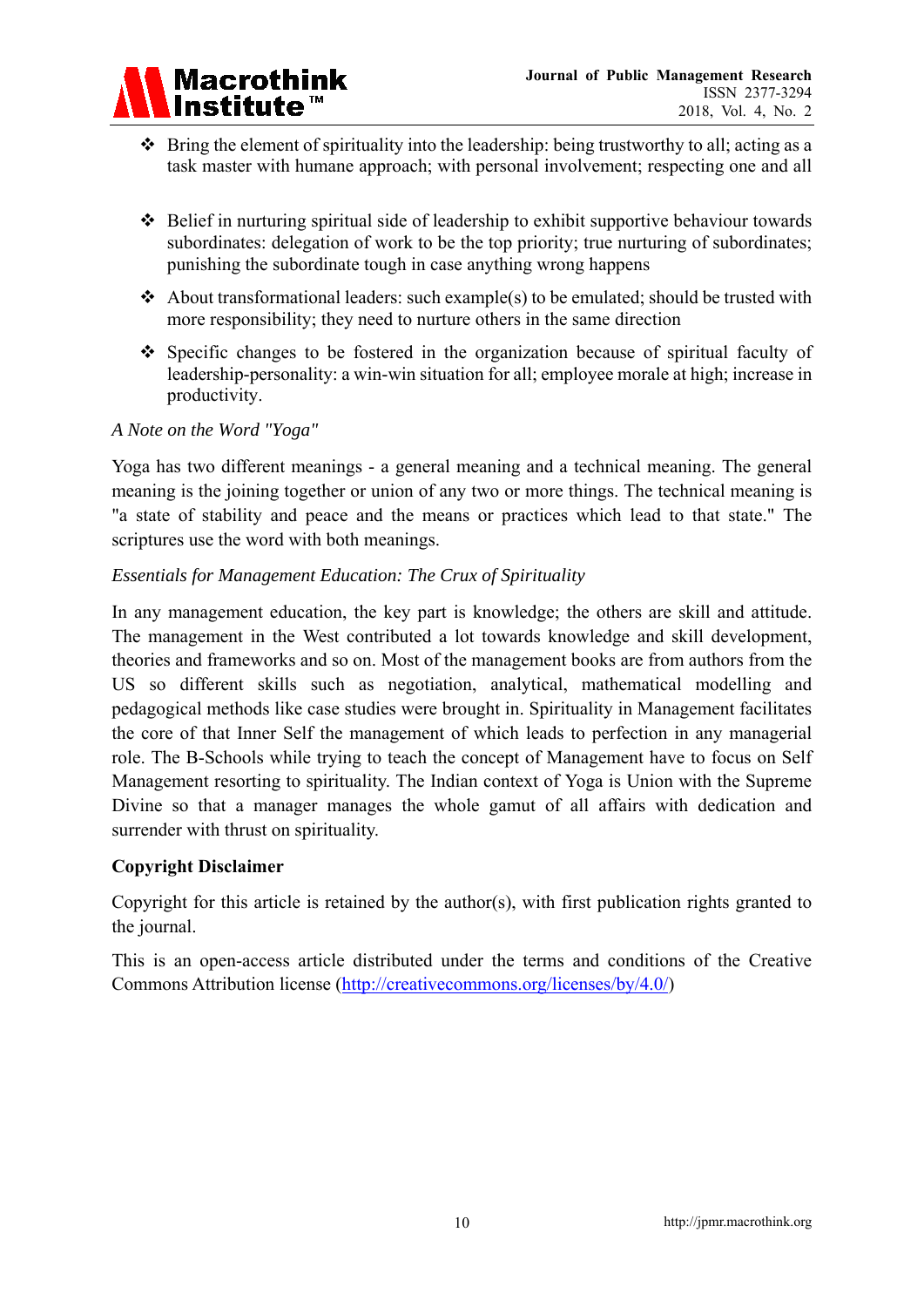- ❖ Bring the element of spirituality into the leadership: being trustworthy to all; acting as a task master with humane approach; with personal involvement; respecting one and all

- ❖ Belief in nurturing spiritual side of leadership to exhibit supportive behaviour towards subordinates: delegation of work to be the top priority; true nurturing of subordinates; punishing the subordinate tough in case anything wrong happens

- ❖ About transformational leaders: such example(s) to be emulated; should be trusted with more responsibility; they need to nurture others in the same direction

- ❖ Specific changes to be fostered in the organization because of spiritual faculty of leadership-personality: a win-win situation for all; employee morale at high; increase in productivity.

*A Note on the Word "Yoga"*

Yoga has two different meanings - a general meaning and a technical meaning. The general meaning is the joining together or union of any two or more things. The technical meaning is "a state of stability and peace and the means or practices which lead to that state." The scriptures use the word with both meanings.

*Essentials for Management Education: The Crux of Spirituality*

In any management education, the key part is knowledge; the others are skill and attitude. The management in the West contributed a lot towards knowledge and skill development, theories and frameworks and so on. Most of the management books are from authors from the US so different skills such as negotiation, analytical, mathematical modelling and pedagogical methods like case studies were brought in. Spirituality in Management facilitates the core of that Inner Self the management of which leads to perfection in any managerial role. The B-Schools while trying to teach the concept of Management have to focus on Self Management resorting to spirituality. The Indian context of Yoga is Union with the Supreme Divine so that a manager manages the whole gamut of all affairs with dedication and surrender with thrust on spirituality.

**Copyright Disclaimer**

Copyright for this article is retained by the author(s), with first publication rights granted to the journal.

This is an open-access article distributed under the terms and conditions of the Creative Commons Attribution license (http://creativecommons.org/licenses/by/4.0/)